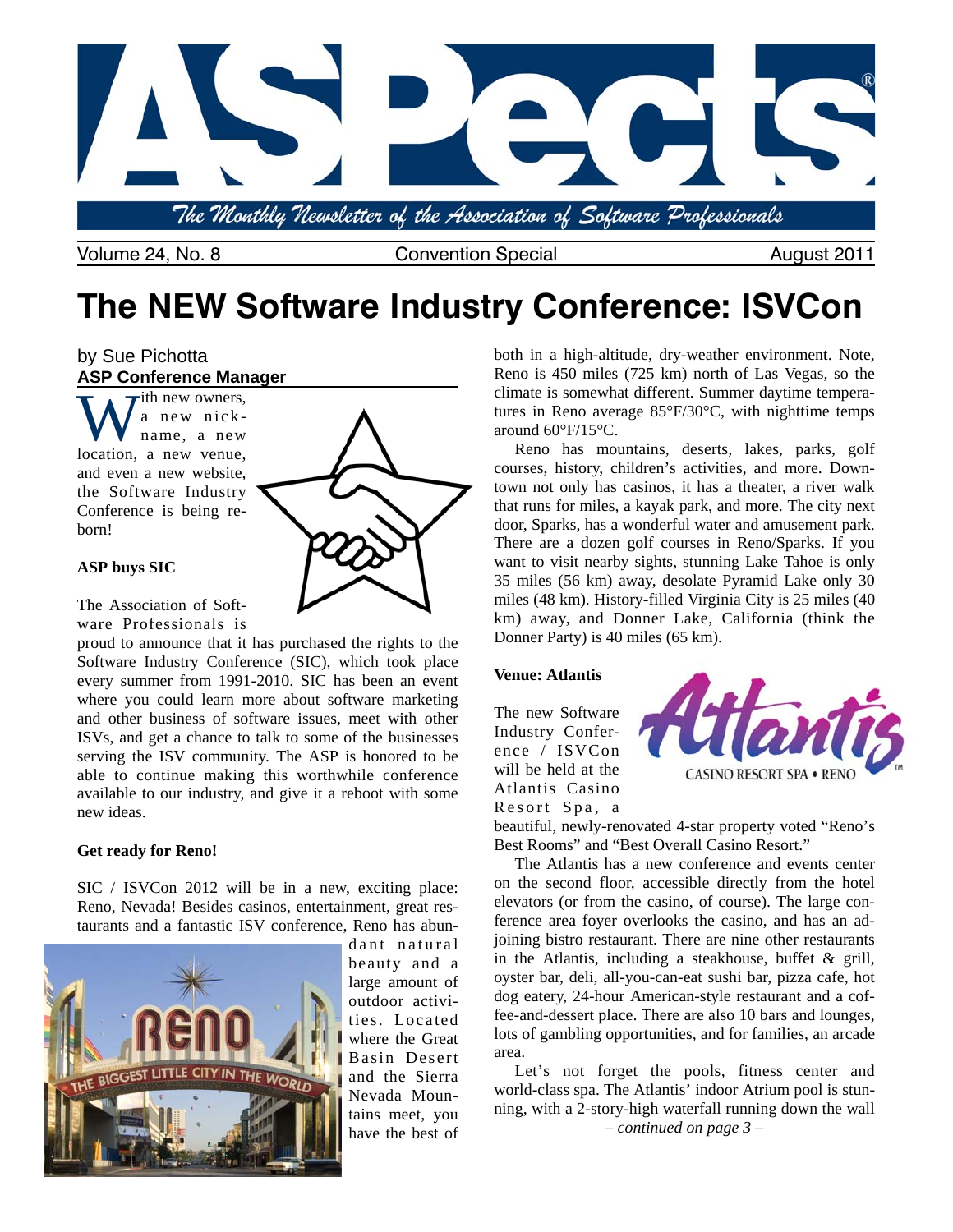# ASPects

*The Monthly Newsletter of the Association of Software Professionals*

Volume 24, No. 8 — Convention Special — August 2011

# The NEW Software Industry Conference: ISVCon

by Sue Pichotta
**ASP Conference Manager**

With new owners, a new nickname, a new location, a new venue, and even a new website, the Software Industry Conference is being reborn!

**ASP buys SIC**

The Association of Software Professionals is proud to announce that it has purchased the rights to the Software Industry Conference (SIC), which took place every summer from 1991-2010. SIC has been an event where you could learn more about software marketing and other business of software issues, meet with other ISVs, and get a chance to talk to some of the businesses serving the ISV community. The ASP is honored to be able to continue making this worthwhile conference available to our industry, and give it a reboot with some new ideas.

**Get ready for Reno!**

SIC / ISVCon 2012 will be in a new, exciting place: Reno, Nevada! Besides casinos, entertainment, great restaurants and a fantastic ISV conference, Reno has abundant natural beauty and a large amount of outdoor activities. Located where the Great Basin Desert and the Sierra Nevada Mountains meet, you have the best of both in a high-altitude, dry-weather environment. Note, Reno is 450 miles (725 km) north of Las Vegas, so the climate is somewhat different. Summer daytime temperatures in Reno average 85°F/30°C, with nighttime temps around 60°F/15°C.

Reno has mountains, deserts, lakes, parks, golf courses, history, children's activities, and more. Downtown not only has casinos, it has a theater, a river walk that runs for miles, a kayak park, and more. The city next door, Sparks, has a wonderful water and amusement park. There are a dozen golf courses in Reno/Sparks. If you want to visit nearby sights, stunning Lake Tahoe is only 35 miles (56 km) away, desolate Pyramid Lake only 30 miles (48 km). History-filled Virginia City is 25 miles (40 km) away, and Donner Lake, California (think the Donner Party) is 40 miles (65 km).

**Venue: Atlantis**

The new Software Industry Conference / ISVCon will be held at the Atlantis Casino Resort Spa, a beautiful, newly-renovated 4-star property voted "Reno's Best Rooms" and "Best Overall Casino Resort."

The Atlantis has a new conference and events center on the second floor, accessible directly from the hotel elevators (or from the casino, of course). The large conference area foyer overlooks the casino, and has an adjoining bistro restaurant. There are nine other restaurants in the Atlantis, including a steakhouse, buffet & grill, oyster bar, deli, all-you-can-eat sushi bar, pizza cafe, hot dog eatery, 24-hour American-style restaurant and a coffee-and-dessert place. There are also 10 bars and lounges, lots of gambling opportunities, and for families, an arcade area.

Let's not forget the pools, fitness center and world-class spa. The Atlantis' indoor Atrium pool is stunning, with a 2-story-high waterfall running down the wall

*– continued on page 3 –*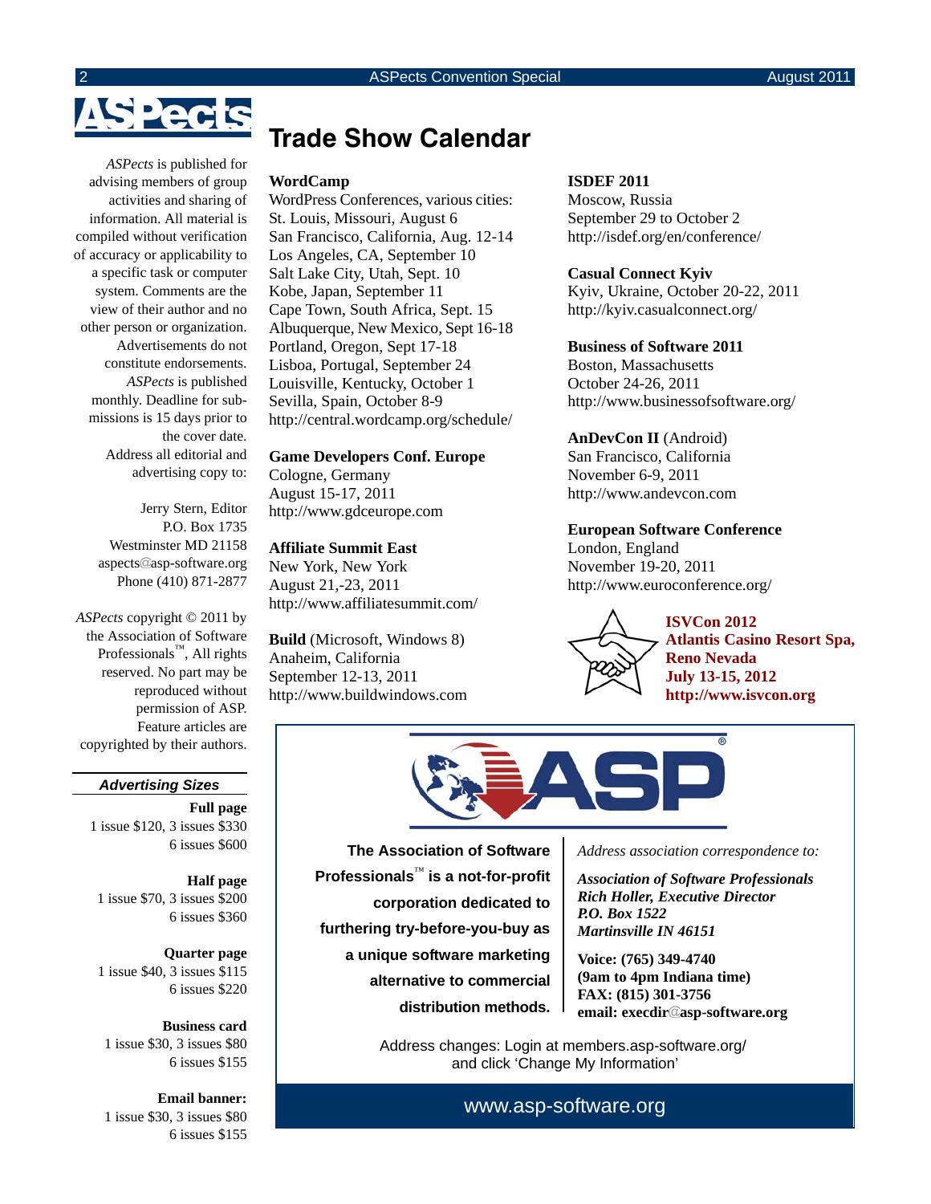# ASPects

*ASPects* is published for advising members of group activities and sharing of information. All material is compiled without verification of accuracy or applicability to a specific task or computer system. Comments are the view of their author and no other person or organization. Advertisements do not constitute endorsements. *ASPects* is published monthly. Deadline for submissions is 15 days prior to the cover date. Address all editorial and advertising copy to:

Jerry Stern, Editor
P.O. Box 1735
Westminster MD 21158
aspects@asp-software.org
Phone (410) 871-2877

*ASPects* copyright © 2011 by the Association of Software Professionals™, All rights reserved. No part may be reproduced without permission of ASP. Feature articles are copyrighted by their authors.

### *Advertising Sizes*

**Full page**
1 issue $120, 3 issues $330
6 issues $600

**Half page**
1 issue $70, 3 issues $200
6 issues $360

**Quarter page**
1 issue $40, 3 issues $115
6 issues $220

**Business card**
1 issue $30, 3 issues $80
6 issues $155

**Email banner:**
1 issue $30, 3 issues $80
6 issues $155

# Trade Show Calendar

**WordCamp**
WordPress Conferences, various cities:
St. Louis, Missouri, August 6
San Francisco, California, Aug. 12-14
Los Angeles, CA, September 10
Salt Lake City, Utah, Sept. 10
Kobe, Japan, September 11
Cape Town, South Africa, Sept. 15
Albuquerque, New Mexico, Sept 16-18
Portland, Oregon, Sept 17-18
Lisboa, Portugal, September 24
Louisville, Kentucky, October 1
Sevilla, Spain, October 8-9
http://central.wordcamp.org/schedule/

**Game Developers Conf. Europe**
Cologne, Germany
August 15-17, 2011
http://www.gdceurope.com

**Affiliate Summit East**
New York, New York
August 21,-23, 2011
http://www.affiliatesummit.com/

**Build** (Microsoft, Windows 8)
Anaheim, California
September 12-13, 2011
http://www.buildwindows.com

**ISDEF 2011**
Moscow, Russia
September 29 to October 2
http://isdef.org/en/conference/

**Casual Connect Kyiv**
Kyiv, Ukraine, October 20-22, 2011
http://kyiv.casualconnect.org/

**Business of Software 2011**
Boston, Massachusetts
October 24-26, 2011
http://www.businessofsoftware.org/

**AnDevCon II** (Android)
San Francisco, California
November 6-9, 2011
http://www.andevcon.com

**European Software Conference**
London, England
November 19-20, 2011
http://www.euroconference.org/

**ISVCon 2012**
**Atlantis Casino Resort Spa, Reno Nevada**
**July 13-15, 2012**
**http://www.isvcon.org**

---

**The Association of Software Professionals™ is a not-for-profit corporation dedicated to furthering try-before-you-buy as a unique software marketing alternative to commercial distribution methods.**

*Address association correspondence to:*

***Association of Software Professionals***
***Rich Holler, Executive Director***
***P.O. Box 1522***
***Martinsville IN 46151***

**Voice: (765) 349-4740**
**(9am to 4pm Indiana time)**
**FAX: (815) 301-3756**
**email: execdir@asp-software.org**

Address changes: Login at members.asp-software.org/ and click 'Change My Information'

www.asp-software.org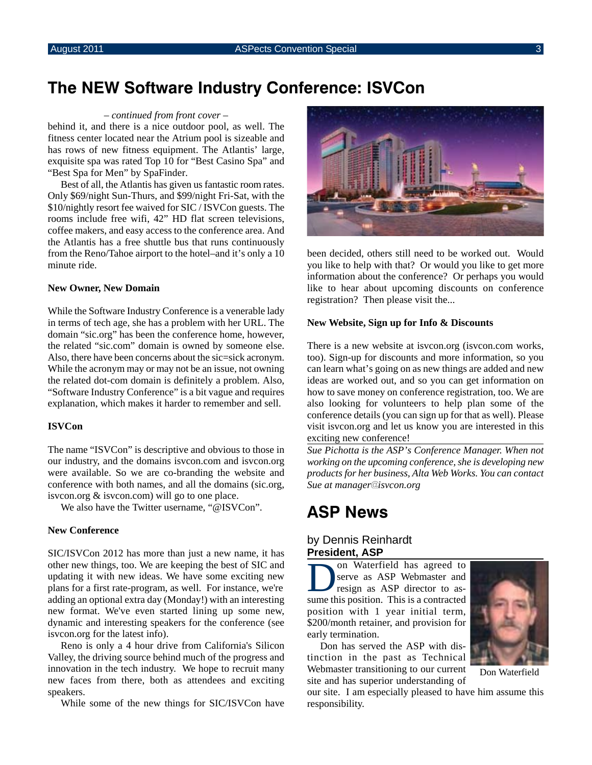# The NEW Software Industry Conference: ISVCon

*– continued from front cover –*

behind it, and there is a nice outdoor pool, as well. The fitness center located near the Atrium pool is sizeable and has rows of new fitness equipment. The Atlantis' large, exquisite spa was rated Top 10 for "Best Casino Spa" and "Best Spa for Men" by SpaFinder.

Best of all, the Atlantis has given us fantastic room rates. Only $69/night Sun-Thurs, and $99/night Fri-Sat, with the $10/nightly resort fee waived for SIC / ISVCon guests. The rooms include free wifi, 42" HD flat screen televisions, coffee makers, and easy access to the conference area. And the Atlantis has a free shuttle bus that runs continuously from the Reno/Tahoe airport to the hotel–and it's only a 10 minute ride.

**New Owner, New Domain**

While the Software Industry Conference is a venerable lady in terms of tech age, she has a problem with her URL. The domain "sic.org" has been the conference home, however, the related "sic.com" domain is owned by someone else. Also, there have been concerns about the sic=sick acronym. While the acronym may or may not be an issue, not owning the related dot-com domain is definitely a problem. Also, "Software Industry Conference" is a bit vague and requires explanation, which makes it harder to remember and sell.

**ISVCon**

The name "ISVCon" is descriptive and obvious to those in our industry, and the domains isvcon.com and isvcon.org were available. So we are co-branding the website and conference with both names, and all the domains (sic.org, isvcon.org & isvcon.com) will go to one place.

We also have the Twitter username, "@ISVCon".

**New Conference**

SIC/ISVCon 2012 has more than just a new name, it has other new things, too. We are keeping the best of SIC and updating it with new ideas. We have some exciting new plans for a first rate-program, as well. For instance, we're adding an optional extra day (Monday!) with an interesting new format. We've even started lining up some new, dynamic and interesting speakers for the conference (see isvcon.org for the latest info).

Reno is only a 4 hour drive from California's Silicon Valley, the driving source behind much of the progress and innovation in the tech industry. We hope to recruit many new faces from there, both as attendees and exciting speakers.

While some of the new things for SIC/ISVCon have been decided, others still need to be worked out. Would you like to help with that? Or would you like to get more information about the conference? Or perhaps you would like to hear about upcoming discounts on conference registration? Then please visit the...

**New Website, Sign up for Info & Discounts**

There is a new website at isvcon.org (isvcon.com works, too). Sign-up for discounts and more information, so you can learn what's going on as new things are added and new ideas are worked out, and so you can get information on how to save money on conference registration, too. We are also looking for volunteers to help plan some of the conference details (you can sign up for that as well). Please visit isvcon.org and let us know you are interested in this exciting new conference!

*Sue Pichotta is the ASP's Conference Manager. When not working on the upcoming conference, she is developing new products for her business, Alta Web Works. You can contact Sue at manager@isvcon.org*

# ASP News

by Dennis Reinhardt
**President, ASP**

Don Waterfield has agreed to serve as ASP Webmaster and resign as ASP director to assume this position. This is a contracted position with 1 year initial term, $200/month retainer, and provision for early termination.

Don Waterfield

Don has served the ASP with distinction in the past as Technical Webmaster transitioning to our current site and has superior understanding of our site. I am especially pleased to have him assume this responsibility.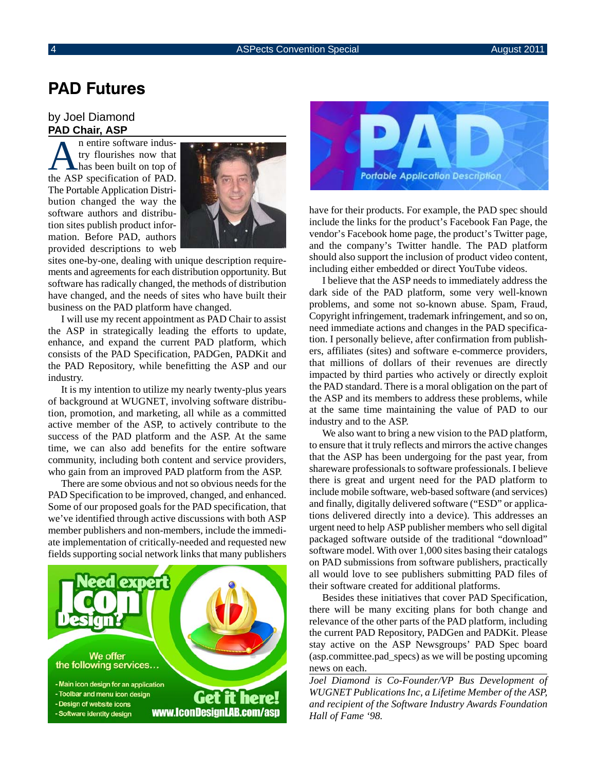# PAD Futures

by Joel Diamond
**PAD Chair, ASP**

An entire software industry flourishes now that has been built on top of the ASP specification of PAD. The Portable Application Distribution changed the way the software authors and distribution sites publish product information. Before PAD, authors provided descriptions to web sites one-by-one, dealing with unique description requirements and agreements for each distribution opportunity. But software has radically changed, the methods of distribution have changed, and the needs of sites who have built their business on the PAD platform have changed.

I will use my recent appointment as PAD Chair to assist the ASP in strategically leading the efforts to update, enhance, and expand the current PAD platform, which consists of the PAD Specification, PADGen, PADKit and the PAD Repository, while benefitting the ASP and our industry.

It is my intention to utilize my nearly twenty-plus years of background at WUGNET, involving software distribution, promotion, and marketing, all while as a committed active member of the ASP, to actively contribute to the success of the PAD platform and the ASP. At the same time, we can also add benefits for the entire software community, including both content and service providers, who gain from an improved PAD platform from the ASP.

There are some obvious and not so obvious needs for the PAD Specification to be improved, changed, and enhanced. Some of our proposed goals for the PAD specification, that we've identified through active discussions with both ASP member publishers and non-members, include the immediate implementation of critically-needed and requested new fields supporting social network links that many publishers have for their products. For example, the PAD spec should include the links for the product's Facebook Fan Page, the vendor's Facebook home page, the product's Twitter page, and the company's Twitter handle. The PAD platform should also support the inclusion of product video content, including either embedded or direct YouTube videos.

I believe that the ASP needs to immediately address the dark side of the PAD platform, some very well-known problems, and some not so-known abuse. Spam, Fraud, Copyright infringement, trademark infringement, and so on, need immediate actions and changes in the PAD specification. I personally believe, after confirmation from publishers, affiliates (sites) and software e-commerce providers, that millions of dollars of their revenues are directly impacted by third parties who actively or directly exploit the PAD standard. There is a moral obligation on the part of the ASP and its members to address these problems, while at the same time maintaining the value of PAD to our industry and to the ASP.

We also want to bring a new vision to the PAD platform, to ensure that it truly reflects and mirrors the active changes that the ASP has been undergoing for the past year, from shareware professionals to software professionals. I believe there is great and urgent need for the PAD platform to include mobile software, web-based software (and services) and finally, digitally delivered software ("ESD" or applications delivered directly into a device). This addresses an urgent need to help ASP publisher members who sell digital packaged software outside of the traditional "download" software model. With over 1,000 sites basing their catalogs on PAD submissions from software publishers, practically all would love to see publishers submitting PAD files of their software created for additional platforms.

Besides these initiatives that cover PAD Specification, there will be many exciting plans for both change and relevance of the other parts of the PAD platform, including the current PAD Repository, PADGen and PADKit. Please stay active on the ASP Newsgroups' PAD Spec board (asp.committee.pad_specs) as we will be posting upcoming news on each.

*Joel Diamond is Co-Founder/VP Bus Development of WUGNET Publications Inc, a Lifetime Member of the ASP, and recipient of the Software Industry Awards Foundation Hall of Fame '98.*

**Need expert Icon Design?**

We offer the following services…

- Main icon design for an application
- Toolbar and menu icon design
- Design of website icons
- Software identity design

**Get it here!** www.IconDesignLAB.com/asp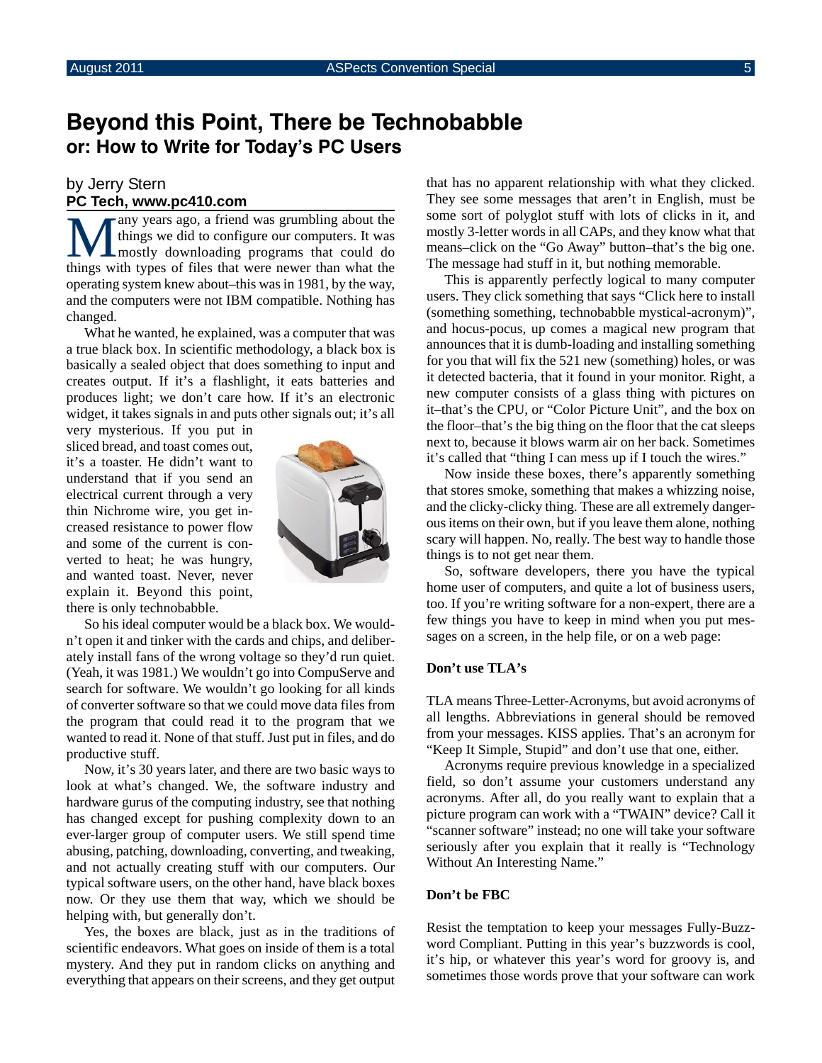# Beyond this Point, There be Technobabble

## or: How to Write for Today's PC Users

by Jerry Stern

**PC Tech, www.pc410.com**

Many years ago, a friend was grumbling about the things we did to configure our computers. It was mostly downloading programs that could do things with types of files that were newer than what the operating system knew about–this was in 1981, by the way, and the computers were not IBM compatible. Nothing has changed.

What he wanted, he explained, was a computer that was a true black box. In scientific methodology, a black box is basically a sealed object that does something to input and creates output. If it's a flashlight, it eats batteries and produces light; we don't care how. If it's an electronic widget, it takes signals in and puts other signals out; it's all very mysterious. If you put in sliced bread, and toast comes out, it's a toaster. He didn't want to understand that if you send an electrical current through a very thin Nichrome wire, you get increased resistance to power flow and some of the current is converted to heat; he was hungry, and wanted toast. Never, never explain it. Beyond this point, there is only technobabble.

So his ideal computer would be a black box. We wouldn't open it and tinker with the cards and chips, and deliberately install fans of the wrong voltage so they'd run quiet. (Yeah, it was 1981.) We wouldn't go into CompuServe and search for software. We wouldn't go looking for all kinds of converter software so that we could move data files from the program that could read it to the program that we wanted to read it. None of that stuff. Just put in files, and do productive stuff.

Now, it's 30 years later, and there are two basic ways to look at what's changed. We, the software industry and hardware gurus of the computing industry, see that nothing has changed except for pushing complexity down to an ever-larger group of computer users. We still spend time abusing, patching, downloading, converting, and tweaking, and not actually creating stuff with our computers. Our typical software users, on the other hand, have black boxes now. Or they use them that way, which we should be helping with, but generally don't.

Yes, the boxes are black, just as in the traditions of scientific endeavors. What goes on inside of them is a total mystery. And they put in random clicks on anything and everything that appears on their screens, and they get output that has no apparent relationship with what they clicked. They see some messages that aren't in English, must be some sort of polyglot stuff with lots of clicks in it, and mostly 3-letter words in all CAPs, and they know what that means–click on the "Go Away" button–that's the big one. The message had stuff in it, but nothing memorable.

This is apparently perfectly logical to many computer users. They click something that says "Click here to install (something something, technobabble mystical-acronym)", and hocus-pocus, up comes a magical new program that announces that it is dumb-loading and installing something for you that will fix the 521 new (something) holes, or was it detected bacteria, that it found in your monitor. Right, a new computer consists of a glass thing with pictures on it–that's the CPU, or "Color Picture Unit", and the box on the floor–that's the big thing on the floor that the cat sleeps next to, because it blows warm air on her back. Sometimes it's called that "thing I can mess up if I touch the wires."

Now inside these boxes, there's apparently something that stores smoke, something that makes a whizzing noise, and the clicky-clicky thing. These are all extremely dangerous items on their own, but if you leave them alone, nothing scary will happen. No, really. The best way to handle those things is to not get near them.

So, software developers, there you have the typical home user of computers, and quite a lot of business users, too. If you're writing software for a non-expert, there are a few things you have to keep in mind when you put messages on a screen, in the help file, or on a web page:

**Don't use TLA's**

TLA means Three-Letter-Acronyms, but avoid acronyms of all lengths. Abbreviations in general should be removed from your messages. KISS applies. That's an acronym for "Keep It Simple, Stupid" and don't use that one, either.

Acronyms require previous knowledge in a specialized field, so don't assume your customers understand any acronyms. After all, do you really want to explain that a picture program can work with a "TWAIN" device? Call it "scanner software" instead; no one will take your software seriously after you explain that it really is "Technology Without An Interesting Name."

**Don't be FBC**

Resist the temptation to keep your messages Fully-Buzzword Compliant. Putting in this year's buzzwords is cool, it's hip, or whatever this year's word for groovy is, and sometimes those words prove that your software can work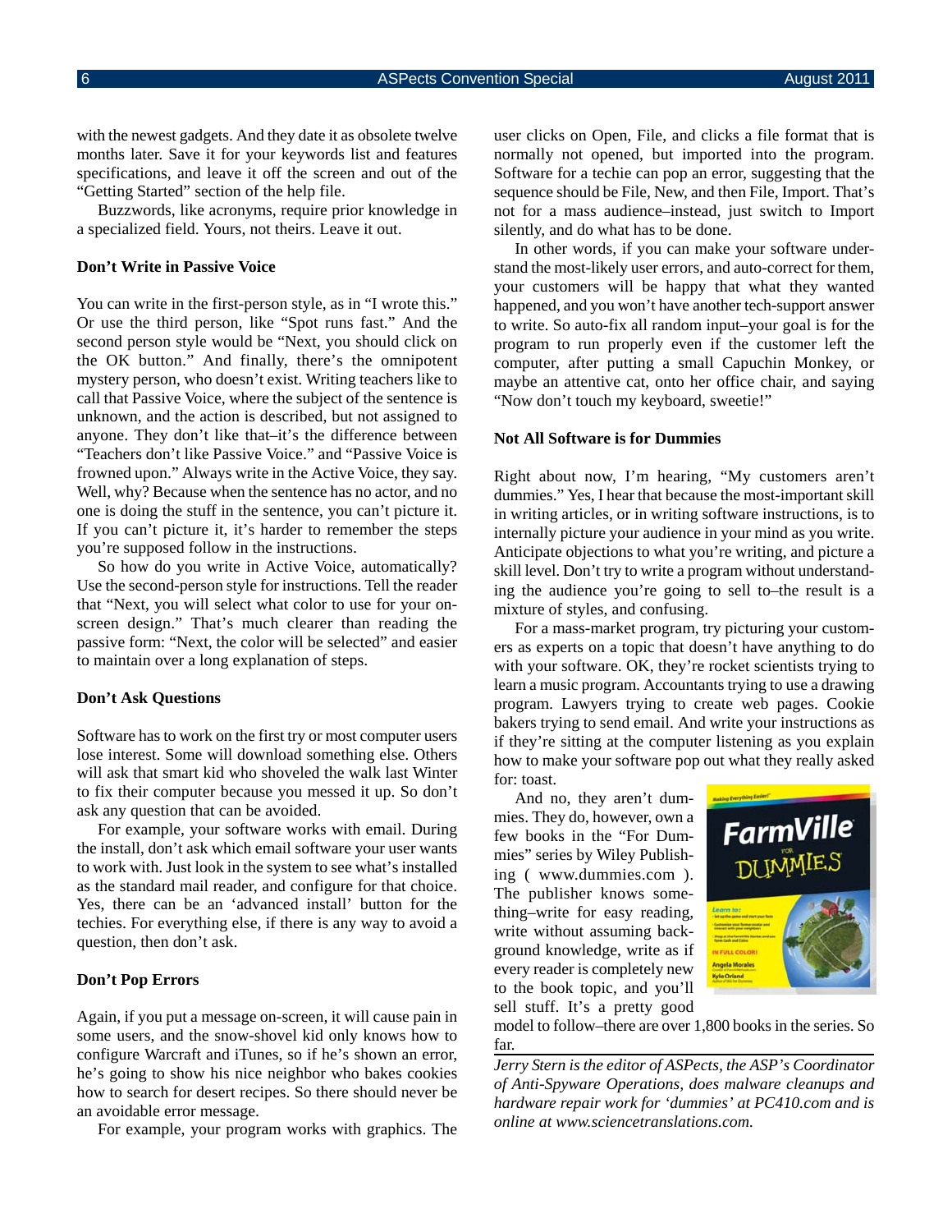with the newest gadgets. And they date it as obsolete twelve months later. Save it for your keywords list and features specifications, and leave it off the screen and out of the "Getting Started" section of the help file.

Buzzwords, like acronyms, require prior knowledge in a specialized field. Yours, not theirs. Leave it out.

### Don't Write in Passive Voice

You can write in the first-person style, as in "I wrote this." Or use the third person, like "Spot runs fast." And the second person style would be "Next, you should click on the OK button." And finally, there's the omnipotent mystery person, who doesn't exist. Writing teachers like to call that Passive Voice, where the subject of the sentence is unknown, and the action is described, but not assigned to anyone. They don't like that–it's the difference between "Teachers don't like Passive Voice." and "Passive Voice is frowned upon." Always write in the Active Voice, they say. Well, why? Because when the sentence has no actor, and no one is doing the stuff in the sentence, you can't picture it. If you can't picture it, it's harder to remember the steps you're supposed follow in the instructions.

So how do you write in Active Voice, automatically? Use the second-person style for instructions. Tell the reader that "Next, you will select what color to use for your on-screen design." That's much clearer than reading the passive form: "Next, the color will be selected" and easier to maintain over a long explanation of steps.

### Don't Ask Questions

Software has to work on the first try or most computer users lose interest. Some will download something else. Others will ask that smart kid who shoveled the walk last Winter to fix their computer because you messed it up. So don't ask any question that can be avoided.

For example, your software works with email. During the install, don't ask which email software your user wants to work with. Just look in the system to see what's installed as the standard mail reader, and configure for that choice. Yes, there can be an 'advanced install' button for the techies. For everything else, if there is any way to avoid a question, then don't ask.

### Don't Pop Errors

Again, if you put a message on-screen, it will cause pain in some users, and the snow-shovel kid only knows how to configure Warcraft and iTunes, so if he's shown an error, he's going to show his nice neighbor who bakes cookies how to search for desert recipes. So there should never be an avoidable error message.

For example, your program works with graphics. The user clicks on Open, File, and clicks a file format that is normally not opened, but imported into the program. Software for a techie can pop an error, suggesting that the sequence should be File, New, and then File, Import. That's not for a mass audience–instead, just switch to Import silently, and do what has to be done.

In other words, if you can make your software understand the most-likely user errors, and auto-correct for them, your customers will be happy that what they wanted happened, and you won't have another tech-support answer to write. So auto-fix all random input–your goal is for the program to run properly even if the customer left the computer, after putting a small Capuchin Monkey, or maybe an attentive cat, onto her office chair, and saying "Now don't touch my keyboard, sweetie!"

### Not All Software is for Dummies

Right about now, I'm hearing, "My customers aren't dummies." Yes, I hear that because the most-important skill in writing articles, or in writing software instructions, is to internally picture your audience in your mind as you write. Anticipate objections to what you're writing, and picture a skill level. Don't try to write a program without understanding the audience you're going to sell to–the result is a mixture of styles, and confusing.

For a mass-market program, try picturing your customers as experts on a topic that doesn't have anything to do with your software. OK, they're rocket scientists trying to learn a music program. Accountants trying to use a drawing program. Lawyers trying to create web pages. Cookie bakers trying to send email. And write your instructions as if they're sitting at the computer listening as you explain how to make your software pop out what they really asked for: toast.

And no, they aren't dummies. They do, however, own a few books in the "For Dummies" series by Wiley Publishing ( www.dummies.com ). The publisher knows something–write for easy reading, write without assuming background knowledge, write as if every reader is completely new to the book topic, and you'll sell stuff. It's a pretty good model to follow–there are over 1,800 books in the series. So far.

*Jerry Stern is the editor of ASPects, the ASP's Coordinator of Anti-Spyware Operations, does malware cleanups and hardware repair work for 'dummies' at PC410.com and is online at www.sciencetranslations.com.*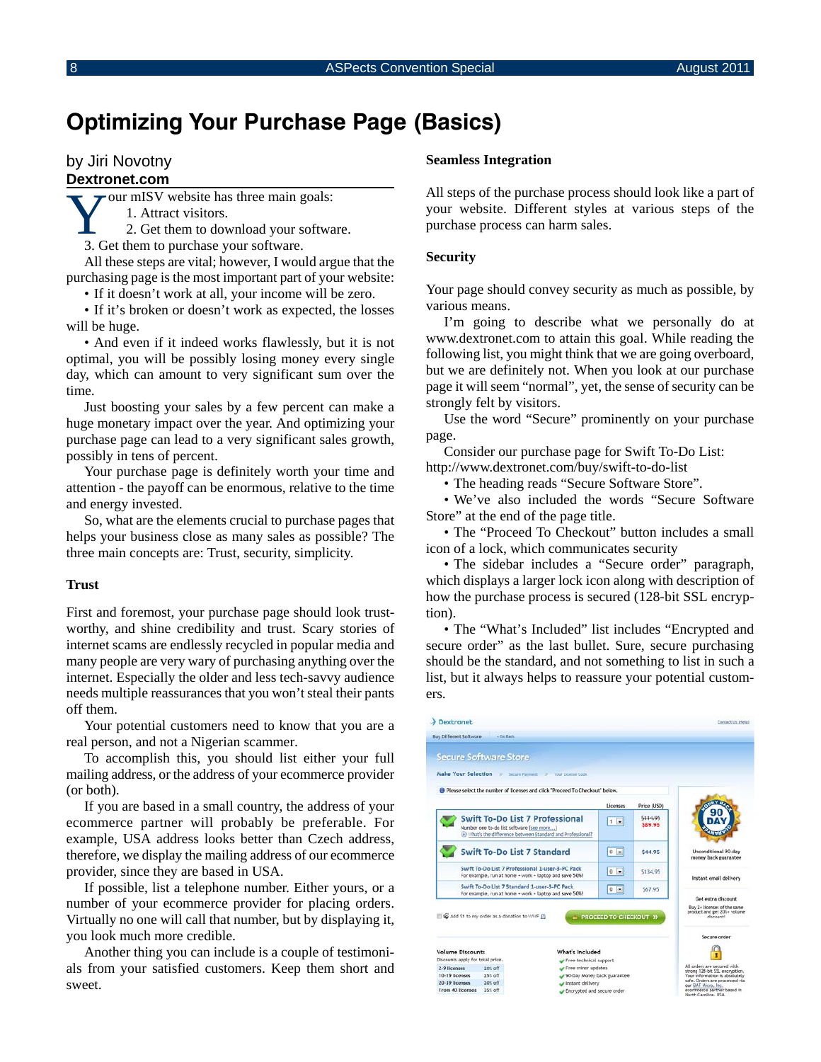# Optimizing Your Purchase Page (Basics)

by Jiri Novotny
**Dextronet.com**

Your mISV website has three main goals:

1. Attract visitors.
2. Get them to download your software.
3. Get them to purchase your software.

All these steps are vital; however, I would argue that the purchasing page is the most important part of your website:

- If it doesn't work at all, your income will be zero.
- If it's broken or doesn't work as expected, the losses will be huge.
- And even if it indeed works flawlessly, but it is not optimal, you will be possibly losing money every single day, which can amount to very significant sum over the time.

Just boosting your sales by a few percent can make a huge monetary impact over the year. And optimizing your purchase page can lead to a very significant sales growth, possibly in tens of percent.

Your purchase page is definitely worth your time and attention - the payoff can be enormous, relative to the time and energy invested.

So, what are the elements crucial to purchase pages that helps your business close as many sales as possible? The three main concepts are: Trust, security, simplicity.

### Trust

First and foremost, your purchase page should look trustworthy, and shine credibility and trust. Scary stories of internet scams are endlessly recycled in popular media and many people are very wary of purchasing anything over the internet. Especially the older and less tech-savvy audience needs multiple reassurances that you won't steal their pants off them.

Your potential customers need to know that you are a real person, and not a Nigerian scammer.

To accomplish this, you should list either your full mailing address, or the address of your ecommerce provider (or both).

If you are based in a small country, the address of your ecommerce partner will probably be preferable. For example, USA address looks better than Czech address, therefore, we display the mailing address of our ecommerce provider, since they are based in USA.

If possible, list a telephone number. Either yours, or a number of your ecommerce provider for placing orders. Virtually no one will call that number, but by displaying it, you look much more credible.

Another thing you can include is a couple of testimonials from your satisfied customers. Keep them short and sweet.

### Seamless Integration

All steps of the purchase process should look like a part of your website. Different styles at various steps of the purchase process can harm sales.

### Security

Your page should convey security as much as possible, by various means.

I'm going to describe what we personally do at www.dextronet.com to attain this goal. While reading the following list, you might think that we are going overboard, but we are definitely not. When you look at our purchase page it will seem "normal", yet, the sense of security can be strongly felt by visitors.

Use the word "Secure" prominently on your purchase page.

Consider our purchase page for Swift To-Do List:
http://www.dextronet.com/buy/swift-to-do-list

- The heading reads "Secure Software Store".
- We've also included the words "Secure Software Store" at the end of the page title.
- The "Proceed To Checkout" button includes a small icon of a lock, which communicates security
- The sidebar includes a "Secure order" paragraph, which displays a larger lock icon along with description of how the purchase process is secured (128-bit SSL encryption).
- The "What's Included" list includes "Encrypted and secure order" as the last bullet. Sure, secure purchasing should be the standard, and not something to list in such a list, but it always helps to reassure your potential customers.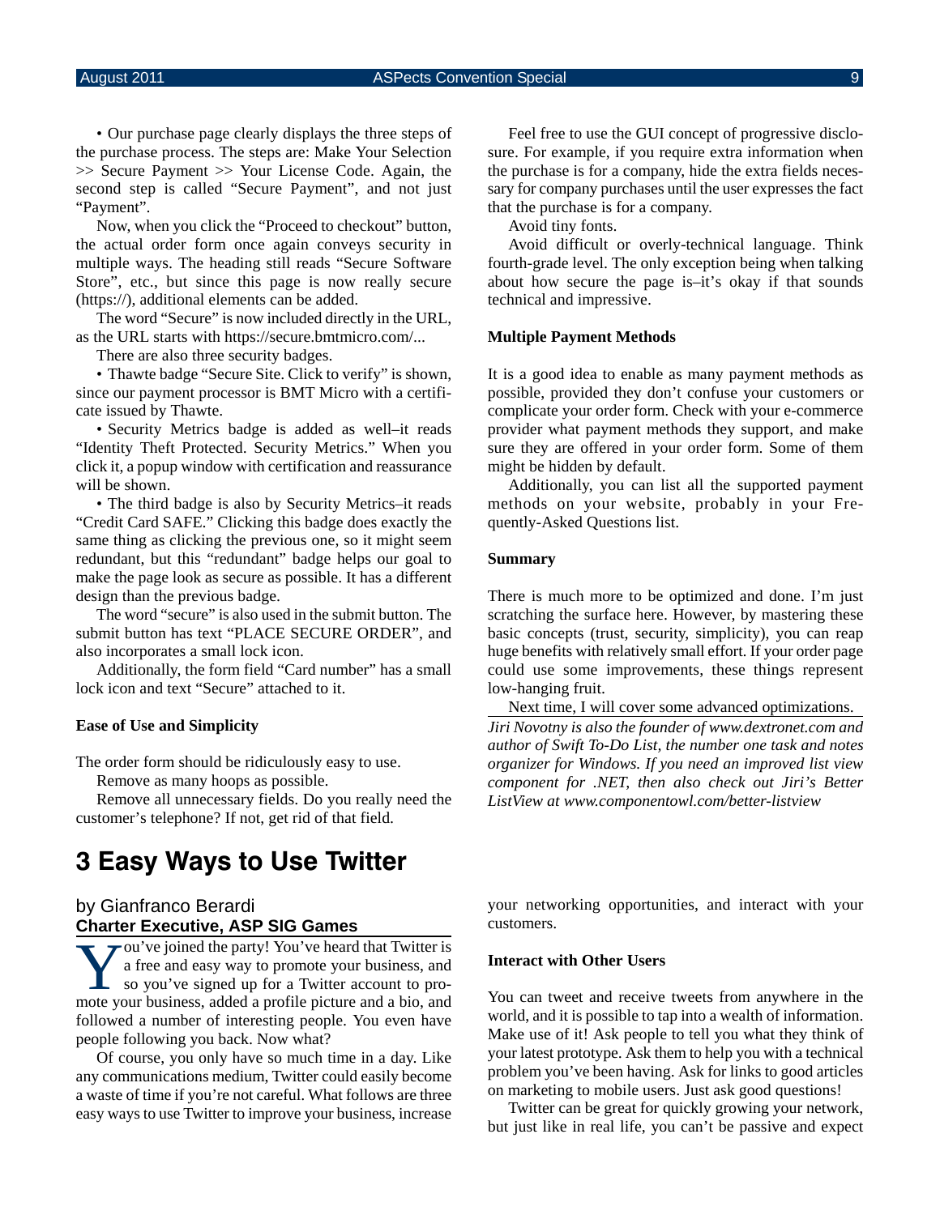• Our purchase page clearly displays the three steps of the purchase process. The steps are: Make Your Selection >> Secure Payment >> Your License Code. Again, the second step is called “Secure Payment”, and not just “Payment”.

Now, when you click the “Proceed to checkout” button, the actual order form once again conveys security in multiple ways. The heading still reads “Secure Software Store”, etc., but since this page is now really secure (https://), additional elements can be added.

The word “Secure” is now included directly in the URL, as the URL starts with https://secure.bmtmicro.com/...

There are also three security badges.

• Thawte badge “Secure Site. Click to verify” is shown, since our payment processor is BMT Micro with a certificate issued by Thawte.

• Security Metrics badge is added as well–it reads “Identity Theft Protected. Security Metrics.” When you click it, a popup window with certification and reassurance will be shown.

• The third badge is also by Security Metrics–it reads “Credit Card SAFE.” Clicking this badge does exactly the same thing as clicking the previous one, so it might seem redundant, but this “redundant” badge helps our goal to make the page look as secure as possible. It has a different design than the previous badge.

The word “secure” is also used in the submit button. The submit button has text “PLACE SECURE ORDER”, and also incorporates a small lock icon.

Additionally, the form field “Card number” has a small lock icon and text “Secure” attached to it.

**Ease of Use and Simplicity**

The order form should be ridiculously easy to use.

Remove as many hoops as possible.

Remove all unnecessary fields. Do you really need the customer’s telephone? If not, get rid of that field.

Feel free to use the GUI concept of progressive disclosure. For example, if you require extra information when the purchase is for a company, hide the extra fields necessary for company purchases until the user expresses the fact that the purchase is for a company.

Avoid tiny fonts.

Avoid difficult or overly-technical language. Think fourth-grade level. The only exception being when talking about how secure the page is–it’s okay if that sounds technical and impressive.

**Multiple Payment Methods**

It is a good idea to enable as many payment methods as possible, provided they don’t confuse your customers or complicate your order form. Check with your e-commerce provider what payment methods they support, and make sure they are offered in your order form. Some of them might be hidden by default.

Additionally, you can list all the supported payment methods on your website, probably in your Frequently-Asked Questions list.

**Summary**

There is much more to be optimized and done. I’m just scratching the surface here. However, by mastering these basic concepts (trust, security, simplicity), you can reap huge benefits with relatively small effort. If your order page could use some improvements, these things represent low-hanging fruit.

Next time, I will cover some advanced optimizations.

*Jiri Novotny is also the founder of www.dextronet.com and author of Swift To-Do List, the number one task and notes organizer for Windows. If you need an improved list view component for .NET, then also check out Jiri’s Better ListView at www.componentowl.com/better-listview*

# 3 Easy Ways to Use Twitter

by Gianfranco Berardi
**Charter Executive, ASP SIG Games**

You’ve joined the party! You’ve heard that Twitter is a free and easy way to promote your business, and so you’ve signed up for a Twitter account to promote your business, added a profile picture and a bio, and followed a number of interesting people. You even have people following you back. Now what?

Of course, you only have so much time in a day. Like any communications medium, Twitter could easily become a waste of time if you’re not careful. What follows are three easy ways to use Twitter to improve your business, increase your networking opportunities, and interact with your customers.

**Interact with Other Users**

You can tweet and receive tweets from anywhere in the world, and it is possible to tap into a wealth of information. Make use of it! Ask people to tell you what they think of your latest prototype. Ask them to help you with a technical problem you’ve been having. Ask for links to good articles on marketing to mobile users. Just ask good questions!

Twitter can be great for quickly growing your network, but just like in real life, you can’t be passive and expect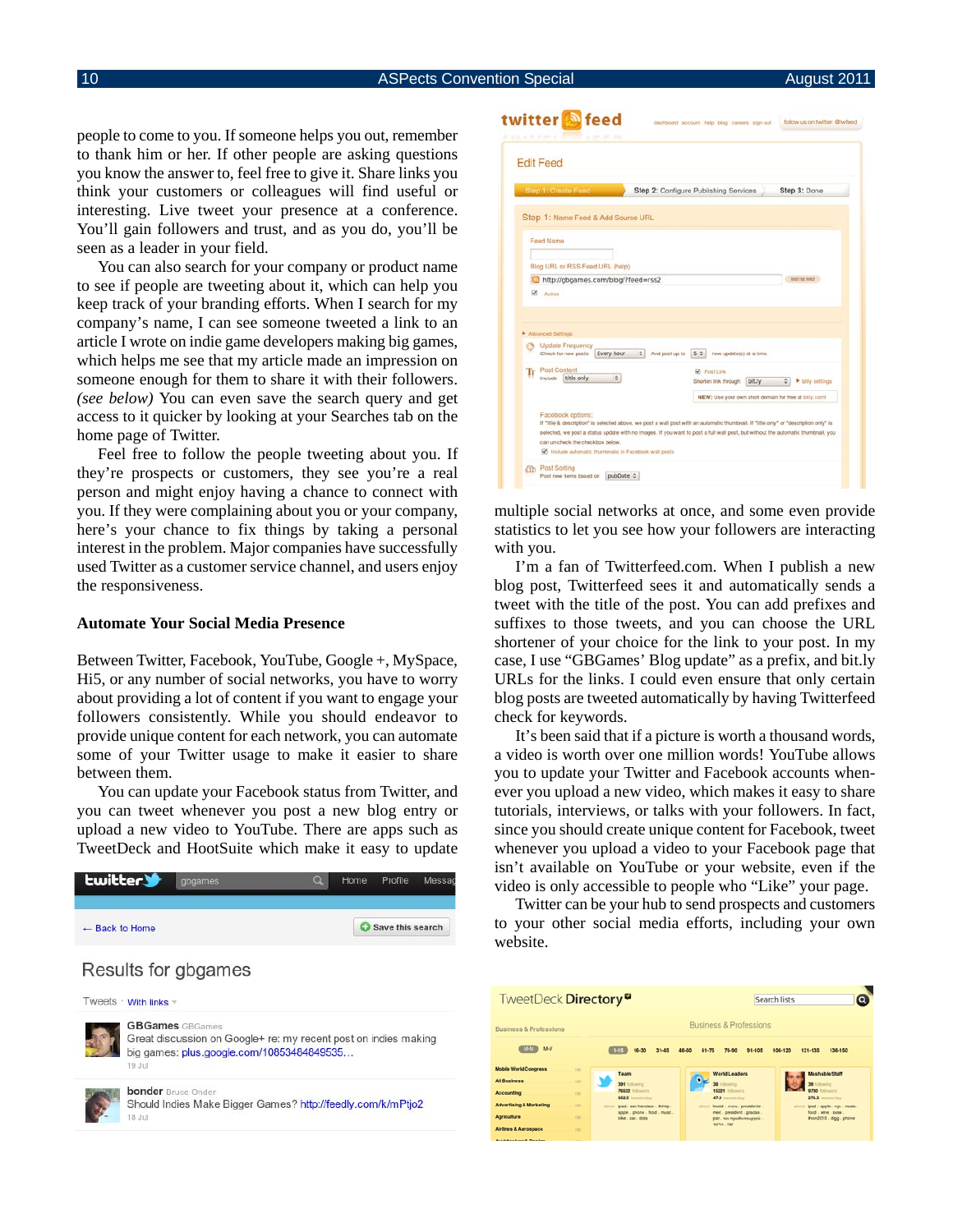people to come to you. If someone helps you out, remember to thank him or her. If other people are asking questions you know the answer to, feel free to give it. Share links you think your customers or colleagues will find useful or interesting. Live tweet your presence at a conference. You'll gain followers and trust, and as you do, you'll be seen as a leader in your field.

You can also search for your company or product name to see if people are tweeting about it, which can help you keep track of your branding efforts. When I search for my company's name, I can see someone tweeted a link to an article I wrote on indie game developers making big games, which helps me see that my article made an impression on someone enough for them to share it with their followers. *(see below)* You can even save the search query and get access to it quicker by looking at your Searches tab on the home page of Twitter.

Feel free to follow the people tweeting about you. If they're prospects or customers, they see you're a real person and might enjoy having a chance to connect with you. If they were complaining about you or your company, here's your chance to fix things by taking a personal interest in the problem. Major companies have successfully used Twitter as a customer service channel, and users enjoy the responsiveness.

### Automate Your Social Media Presence

Between Twitter, Facebook, YouTube, Google +, MySpace, Hi5, or any number of social networks, you have to worry about providing a lot of content if you want to engage your followers consistently. While you should endeavor to provide unique content for each network, you can automate some of your Twitter usage to make it easier to share between them.

You can update your Facebook status from Twitter, and you can tweet whenever you post a new blog entry or upload a new video to YouTube. There are apps such as TweetDeck and HootSuite which make it easy to update multiple social networks at once, and some even provide statistics to let you see how your followers are interacting with you.

I'm a fan of Twitterfeed.com. When I publish a new blog post, Twitterfeed sees it and automatically sends a tweet with the title of the post. You can add prefixes and suffixes to those tweets, and you can choose the URL shortener of your choice for the link to your post. In my case, I use "GBGames' Blog update" as a prefix, and bit.ly URLs for the links. I could even ensure that only certain blog posts are tweeted automatically by having Twitterfeed check for keywords.

It's been said that if a picture is worth a thousand words, a video is worth over one million words! YouTube allows you to update your Twitter and Facebook accounts whenever you upload a new video, which makes it easy to share tutorials, interviews, or talks with your followers. In fact, since you should create unique content for Facebook, tweet whenever you upload a video to your Facebook page that isn't available on YouTube or your website, even if the video is only accessible to people who "Like" your page.

Twitter can be your hub to send prospects and customers to your other social media efforts, including your own website.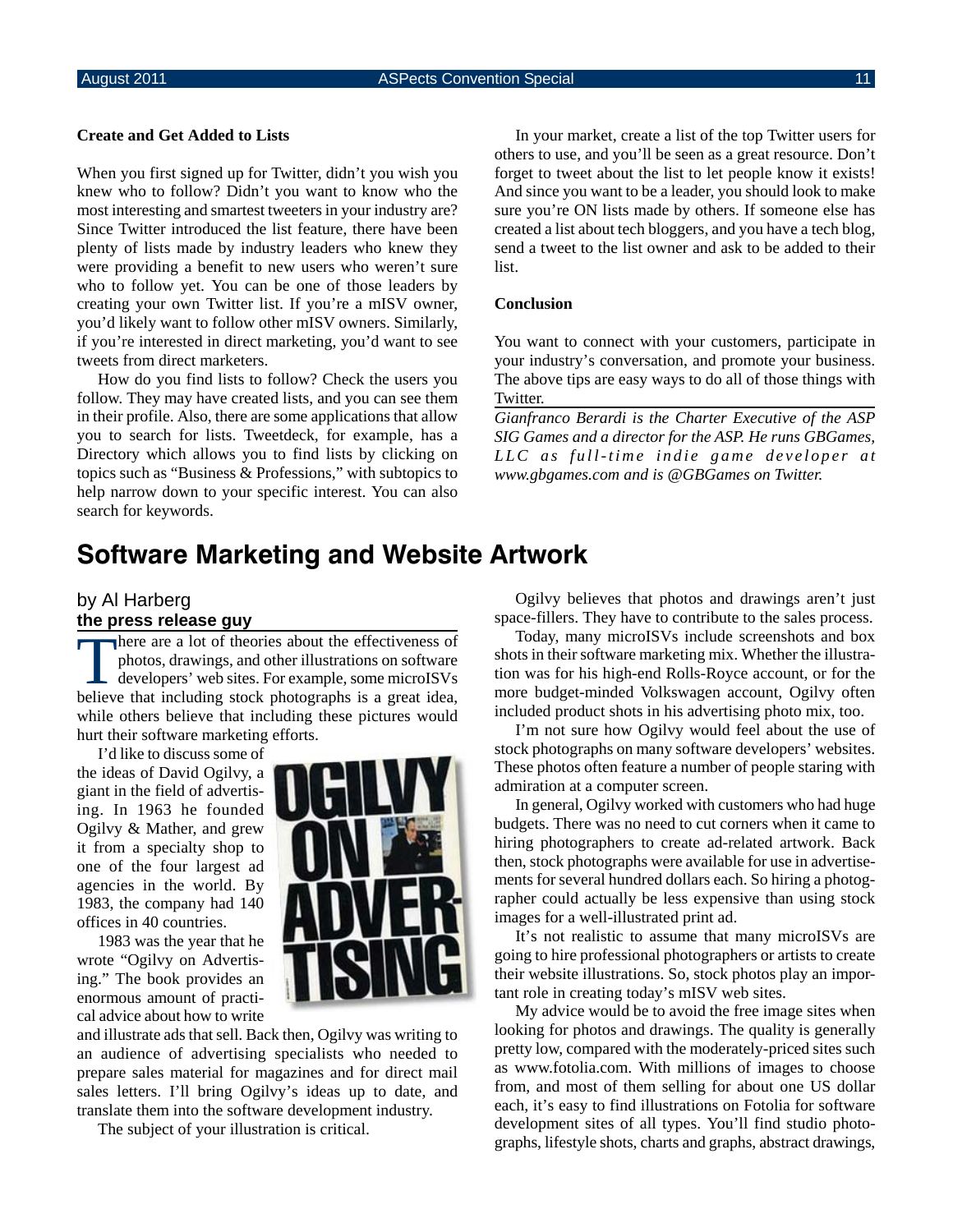### Create and Get Added to Lists

When you first signed up for Twitter, didn't you wish you knew who to follow? Didn't you want to know who the most interesting and smartest tweeters in your industry are? Since Twitter introduced the list feature, there have been plenty of lists made by industry leaders who knew they were providing a benefit to new users who weren't sure who to follow yet. You can be one of those leaders by creating your own Twitter list. If you're a mISV owner, you'd likely want to follow other mISV owners. Similarly, if you're interested in direct marketing, you'd want to see tweets from direct marketers.

How do you find lists to follow? Check the users you follow. They may have created lists, and you can see them in their profile. Also, there are some applications that allow you to search for lists. Tweetdeck, for example, has a Directory which allows you to find lists by clicking on topics such as "Business & Professions," with subtopics to help narrow down to your specific interest. You can also search for keywords.

In your market, create a list of the top Twitter users for others to use, and you'll be seen as a great resource. Don't forget to tweet about the list to let people know it exists! And since you want to be a leader, you should look to make sure you're ON lists made by others. If someone else has created a list about tech bloggers, and you have a tech blog, send a tweet to the list owner and ask to be added to their list.

### Conclusion

You want to connect with your customers, participate in your industry's conversation, and promote your business. The above tips are easy ways to do all of those things with Twitter.

*Gianfranco Berardi is the Charter Executive of the ASP SIG Games and a director for the ASP. He runs GBGames, LLC as full-time indie game developer at www.gbgames.com and is @GBGames on Twitter.*

# Software Marketing and Website Artwork

by Al Harberg
**the press release guy**

There are a lot of theories about the effectiveness of photos, drawings, and other illustrations on software developers' web sites. For example, some microISVs believe that including stock photographs is a great idea, while others believe that including these pictures would hurt their software marketing efforts.

I'd like to discuss some of the ideas of David Ogilvy, a giant in the field of advertising. In 1963 he founded Ogilvy & Mather, and grew it from a specialty shop to one of the four largest ad agencies in the world. By 1983, the company had 140 offices in 40 countries.

1983 was the year that he wrote "Ogilvy on Advertising." The book provides an enormous amount of practical advice about how to write and illustrate ads that sell. Back then, Ogilvy was writing to an audience of advertising specialists who needed to prepare sales material for magazines and for direct mail sales letters. I'll bring Ogilvy's ideas up to date, and translate them into the software development industry.

The subject of your illustration is critical.

Ogilvy believes that photos and drawings aren't just space-fillers. They have to contribute to the sales process.

Today, many microISVs include screenshots and box shots in their software marketing mix. Whether the illustration was for his high-end Rolls-Royce account, or for the more budget-minded Volkswagen account, Ogilvy often included product shots in his advertising photo mix, too.

I'm not sure how Ogilvy would feel about the use of stock photographs on many software developers' websites. These photos often feature a number of people staring with admiration at a computer screen.

In general, Ogilvy worked with customers who had huge budgets. There was no need to cut corners when it came to hiring photographers to create ad-related artwork. Back then, stock photographs were available for use in advertisements for several hundred dollars each. So hiring a photographer could actually be less expensive than using stock images for a well-illustrated print ad.

It's not realistic to assume that many microISVs are going to hire professional photographers or artists to create their website illustrations. So, stock photos play an important role in creating today's mISV web sites.

My advice would be to avoid the free image sites when looking for photos and drawings. The quality is generally pretty low, compared with the moderately-priced sites such as www.fotolia.com. With millions of images to choose from, and most of them selling for about one US dollar each, it's easy to find illustrations on Fotolia for software development sites of all types. You'll find studio photographs, lifestyle shots, charts and graphs, abstract drawings,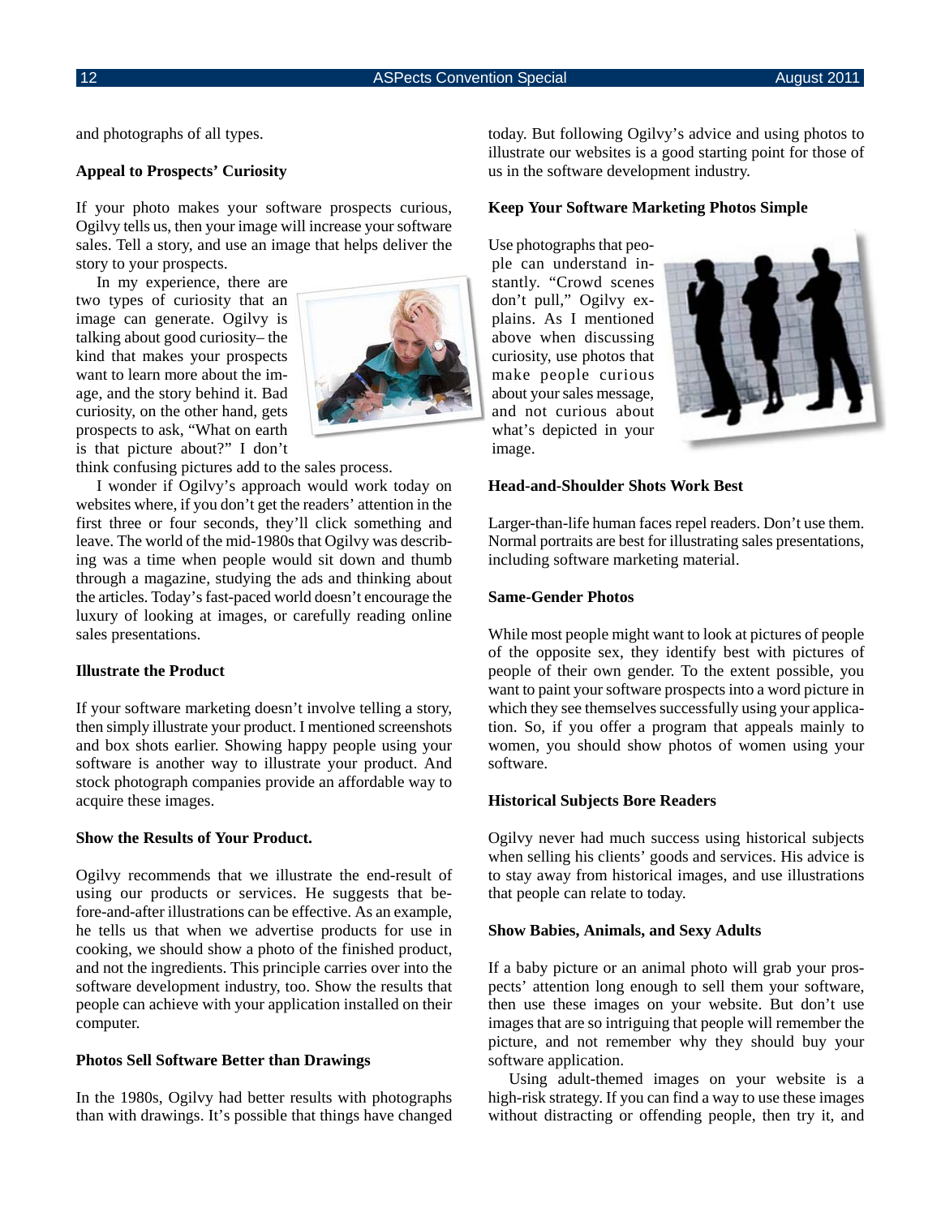and photographs of all types.

**Appeal to Prospects' Curiosity**

If your photo makes your software prospects curious, Ogilvy tells us, then your image will increase your software sales. Tell a story, and use an image that helps deliver the story to your prospects.

In my experience, there are two types of curiosity that an image can generate. Ogilvy is talking about good curiosity– the kind that makes your prospects want to learn more about the image, and the story behind it. Bad curiosity, on the other hand, gets prospects to ask, "What on earth is that picture about?" I don't think confusing pictures add to the sales process.

I wonder if Ogilvy's approach would work today on websites where, if you don't get the readers' attention in the first three or four seconds, they'll click something and leave. The world of the mid-1980s that Ogilvy was describing was a time when people would sit down and thumb through a magazine, studying the ads and thinking about the articles. Today's fast-paced world doesn't encourage the luxury of looking at images, or carefully reading online sales presentations.

**Illustrate the Product**

If your software marketing doesn't involve telling a story, then simply illustrate your product. I mentioned screenshots and box shots earlier. Showing happy people using your software is another way to illustrate your product. And stock photograph companies provide an affordable way to acquire these images.

**Show the Results of Your Product.**

Ogilvy recommends that we illustrate the end-result of using our products or services. He suggests that before-and-after illustrations can be effective. As an example, he tells us that when we advertise products for use in cooking, we should show a photo of the finished product, and not the ingredients. This principle carries over into the software development industry, too. Show the results that people can achieve with your application installed on their computer.

**Photos Sell Software Better than Drawings**

In the 1980s, Ogilvy had better results with photographs than with drawings. It's possible that things have changed today. But following Ogilvy's advice and using photos to illustrate our websites is a good starting point for those of us in the software development industry.

**Keep Your Software Marketing Photos Simple**

Use photographs that people can understand instantly. "Crowd scenes don't pull," Ogilvy explains. As I mentioned above when discussing curiosity, use photos that make people curious about your sales message, and not curious about what's depicted in your image.

**Head-and-Shoulder Shots Work Best**

Larger-than-life human faces repel readers. Don't use them. Normal portraits are best for illustrating sales presentations, including software marketing material.

**Same-Gender Photos**

While most people might want to look at pictures of people of the opposite sex, they identify best with pictures of people of their own gender. To the extent possible, you want to paint your software prospects into a word picture in which they see themselves successfully using your application. So, if you offer a program that appeals mainly to women, you should show photos of women using your software.

**Historical Subjects Bore Readers**

Ogilvy never had much success using historical subjects when selling his clients' goods and services. His advice is to stay away from historical images, and use illustrations that people can relate to today.

**Show Babies, Animals, and Sexy Adults**

If a baby picture or an animal photo will grab your prospects' attention long enough to sell them your software, then use these images on your website. But don't use images that are so intriguing that people will remember the picture, and not remember why they should buy your software application.

Using adult-themed images on your website is a high-risk strategy. If you can find a way to use these images without distracting or offending people, then try it, and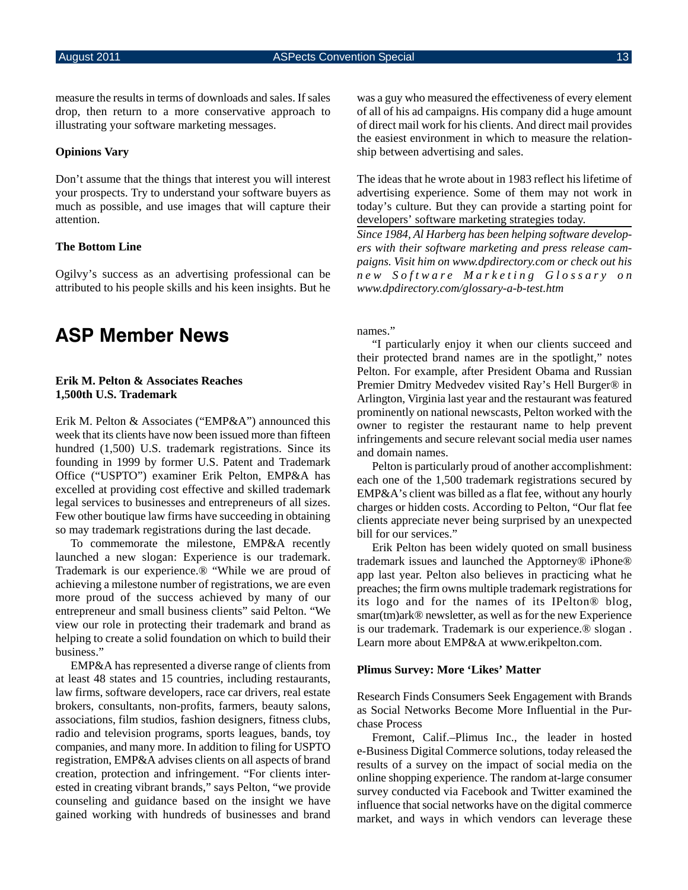measure the results in terms of downloads and sales. If sales drop, then return to a more conservative approach to illustrating your software marketing messages.

**Opinions Vary**

Don't assume that the things that interest you will interest your prospects. Try to understand your software buyers as much as possible, and use images that will capture their attention.

**The Bottom Line**

Ogilvy's success as an advertising professional can be attributed to his people skills and his keen insights. But he was a guy who measured the effectiveness of every element of all of his ad campaigns. His company did a huge amount of direct mail work for his clients. And direct mail provides the easiest environment in which to measure the relationship between advertising and sales.

The ideas that he wrote about in 1983 reflect his lifetime of advertising experience. Some of them may not work in today's culture. But they can provide a starting point for developers' software marketing strategies today.

*Since 1984, Al Harberg has been helping software developers with their software marketing and press release campaigns. Visit him on www.dpdirectory.com or check out his new Software Marketing Glossary on www.dpdirectory.com/glossary-a-b-test.htm*

# ASP Member News

**Erik M. Pelton & Associates Reaches 1,500th U.S. Trademark**

Erik M. Pelton & Associates ("EMP&A") announced this week that its clients have now been issued more than fifteen hundred (1,500) U.S. trademark registrations. Since its founding in 1999 by former U.S. Patent and Trademark Office ("USPTO") examiner Erik Pelton, EMP&A has excelled at providing cost effective and skilled trademark legal services to businesses and entrepreneurs of all sizes. Few other boutique law firms have succeeding in obtaining so may trademark registrations during the last decade.

To commemorate the milestone, EMP&A recently launched a new slogan: Experience is our trademark. Trademark is our experience.® "While we are proud of achieving a milestone number of registrations, we are even more proud of the success achieved by many of our entrepreneur and small business clients" said Pelton. "We view our role in protecting their trademark and brand as helping to create a solid foundation on which to build their business."

EMP&A has represented a diverse range of clients from at least 48 states and 15 countries, including restaurants, law firms, software developers, race car drivers, real estate brokers, consultants, non-profits, farmers, beauty salons, associations, film studios, fashion designers, fitness clubs, radio and television programs, sports leagues, bands, toy companies, and many more. In addition to filing for USPTO registration, EMP&A advises clients on all aspects of brand creation, protection and infringement. "For clients interested in creating vibrant brands," says Pelton, "we provide counseling and guidance based on the insight we have gained working with hundreds of businesses and brand names."

"I particularly enjoy it when our clients succeed and their protected brand names are in the spotlight," notes Pelton. For example, after President Obama and Russian Premier Dmitry Medvedev visited Ray's Hell Burger® in Arlington, Virginia last year and the restaurant was featured prominently on national newscasts, Pelton worked with the owner to register the restaurant name to help prevent infringements and secure relevant social media user names and domain names.

Pelton is particularly proud of another accomplishment: each one of the 1,500 trademark registrations secured by EMP&A's client was billed as a flat fee, without any hourly charges or hidden costs. According to Pelton, "Our flat fee clients appreciate never being surprised by an unexpected bill for our services."

Erik Pelton has been widely quoted on small business trademark issues and launched the Apptorney® iPhone® app last year. Pelton also believes in practicing what he preaches; the firm owns multiple trademark registrations for its logo and for the names of its IPelton® blog, smar(tm)ark® newsletter, as well as for the new Experience is our trademark. Trademark is our experience.® slogan . Learn more about EMP&A at www.erikpelton.com.

**Plimus Survey: More 'Likes' Matter**

Research Finds Consumers Seek Engagement with Brands as Social Networks Become More Influential in the Purchase Process

Fremont, Calif.–Plimus Inc., the leader in hosted e-Business Digital Commerce solutions, today released the results of a survey on the impact of social media on the online shopping experience. The random at-large consumer survey conducted via Facebook and Twitter examined the influence that social networks have on the digital commerce market, and ways in which vendors can leverage these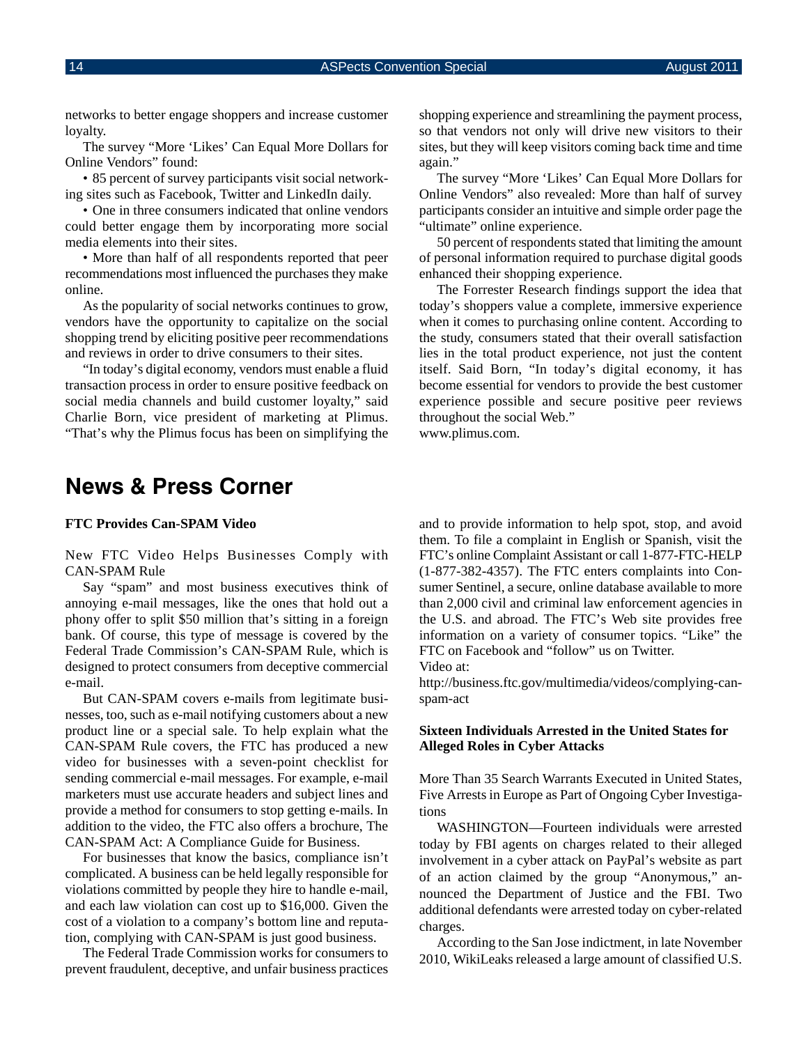networks to better engage shoppers and increase customer loyalty.

The survey "More 'Likes' Can Equal More Dollars for Online Vendors" found:

• 85 percent of survey participants visit social networking sites such as Facebook, Twitter and LinkedIn daily.

• One in three consumers indicated that online vendors could better engage them by incorporating more social media elements into their sites.

• More than half of all respondents reported that peer recommendations most influenced the purchases they make online.

As the popularity of social networks continues to grow, vendors have the opportunity to capitalize on the social shopping trend by eliciting positive peer recommendations and reviews in order to drive consumers to their sites.

"In today's digital economy, vendors must enable a fluid transaction process in order to ensure positive feedback on social media channels and build customer loyalty," said Charlie Born, vice president of marketing at Plimus. "That's why the Plimus focus has been on simplifying the shopping experience and streamlining the payment process, so that vendors not only will drive new visitors to their sites, but they will keep visitors coming back time and time again."

The survey "More 'Likes' Can Equal More Dollars for Online Vendors" also revealed: More than half of survey participants consider an intuitive and simple order page the "ultimate" online experience.

50 percent of respondents stated that limiting the amount of personal information required to purchase digital goods enhanced their shopping experience.

The Forrester Research findings support the idea that today's shoppers value a complete, immersive experience when it comes to purchasing online content. According to the study, consumers stated that their overall satisfaction lies in the total product experience, not just the content itself. Said Born, "In today's digital economy, it has become essential for vendors to provide the best customer experience possible and secure positive peer reviews throughout the social Web."

www.plimus.com.

# News & Press Corner

**FTC Provides Can-SPAM Video**

New FTC Video Helps Businesses Comply with CAN-SPAM Rule

Say "spam" and most business executives think of annoying e-mail messages, like the ones that hold out a phony offer to split $50 million that's sitting in a foreign bank. Of course, this type of message is covered by the Federal Trade Commission's CAN-SPAM Rule, which is designed to protect consumers from deceptive commercial e-mail.

But CAN-SPAM covers e-mails from legitimate businesses, too, such as e-mail notifying customers about a new product line or a special sale. To help explain what the CAN-SPAM Rule covers, the FTC has produced a new video for businesses with a seven-point checklist for sending commercial e-mail messages. For example, e-mail marketers must use accurate headers and subject lines and provide a method for consumers to stop getting e-mails. In addition to the video, the FTC also offers a brochure, The CAN-SPAM Act: A Compliance Guide for Business.

For businesses that know the basics, compliance isn't complicated. A business can be held legally responsible for violations committed by people they hire to handle e-mail, and each law violation can cost up to $16,000. Given the cost of a violation to a company's bottom line and reputation, complying with CAN-SPAM is just good business.

The Federal Trade Commission works for consumers to prevent fraudulent, deceptive, and unfair business practices and to provide information to help spot, stop, and avoid them. To file a complaint in English or Spanish, visit the FTC's online Complaint Assistant or call 1-877-FTC-HELP (1-877-382-4357). The FTC enters complaints into Consumer Sentinel, a secure, online database available to more than 2,000 civil and criminal law enforcement agencies in the U.S. and abroad. The FTC's Web site provides free information on a variety of consumer topics. "Like" the FTC on Facebook and "follow" us on Twitter.

Video at:

http://business.ftc.gov/multimedia/videos/complying-can-spam-act

**Sixteen Individuals Arrested in the United States for Alleged Roles in Cyber Attacks**

More Than 35 Search Warrants Executed in United States, Five Arrests in Europe as Part of Ongoing Cyber Investigations

WASHINGTON—Fourteen individuals were arrested today by FBI agents on charges related to their alleged involvement in a cyber attack on PayPal's website as part of an action claimed by the group "Anonymous," announced the Department of Justice and the FBI. Two additional defendants were arrested today on cyber-related charges.

According to the San Jose indictment, in late November 2010, WikiLeaks released a large amount of classified U.S.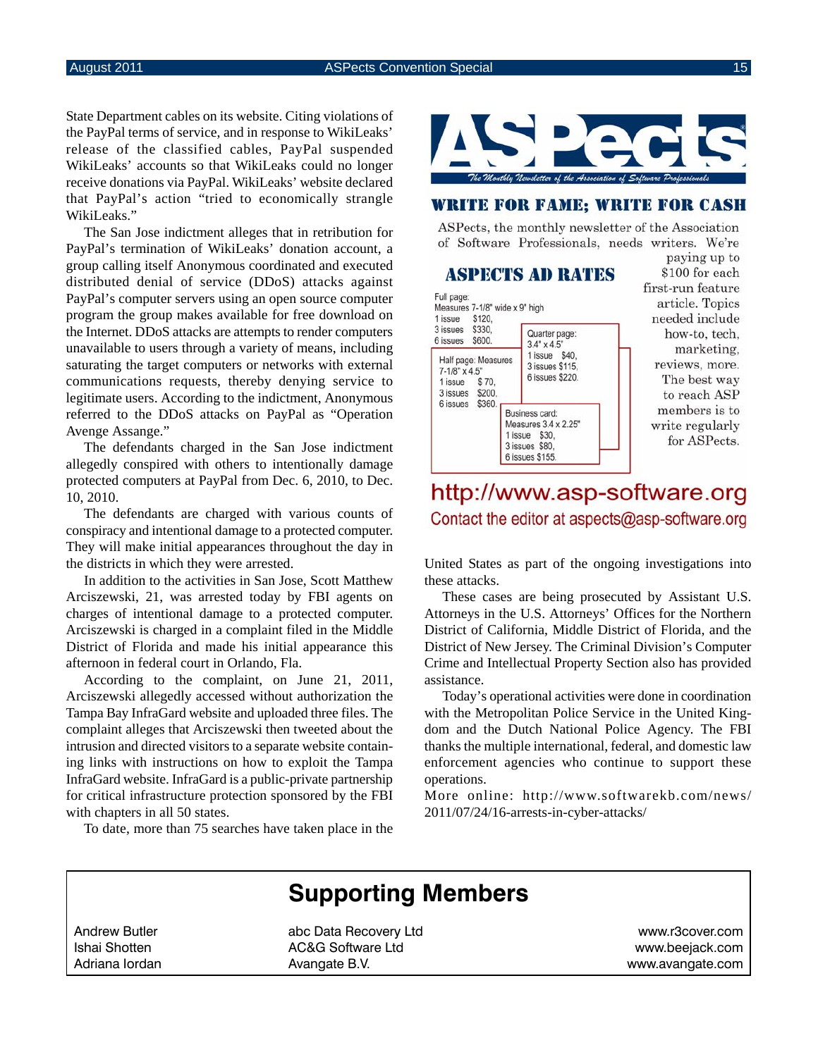State Department cables on its website. Citing violations of the PayPal terms of service, and in response to WikiLeaks' release of the classified cables, PayPal suspended WikiLeaks' accounts so that WikiLeaks could no longer receive donations via PayPal. WikiLeaks' website declared that PayPal's action "tried to economically strangle WikiLeaks."

The San Jose indictment alleges that in retribution for PayPal's termination of WikiLeaks' donation account, a group calling itself Anonymous coordinated and executed distributed denial of service (DDoS) attacks against PayPal's computer servers using an open source computer program the group makes available for free download on the Internet. DDoS attacks are attempts to render computers unavailable to users through a variety of means, including saturating the target computers or networks with external communications requests, thereby denying service to legitimate users. According to the indictment, Anonymous referred to the DDoS attacks on PayPal as "Operation Avenge Assange."

The defendants charged in the San Jose indictment allegedly conspired with others to intentionally damage protected computers at PayPal from Dec. 6, 2010, to Dec. 10, 2010.

The defendants are charged with various counts of conspiracy and intentional damage to a protected computer. They will make initial appearances throughout the day in the districts in which they were arrested.

In addition to the activities in San Jose, Scott Matthew Arciszewski, 21, was arrested today by FBI agents on charges of intentional damage to a protected computer. Arciszewski is charged in a complaint filed in the Middle District of Florida and made his initial appearance this afternoon in federal court in Orlando, Fla.

According to the complaint, on June 21, 2011, Arciszewski allegedly accessed without authorization the Tampa Bay InfraGard website and uploaded three files. The complaint alleges that Arciszewski then tweeted about the intrusion and directed visitors to a separate website containing links with instructions on how to exploit the Tampa InfraGard website. InfraGard is a public-private partnership for critical infrastructure protection sponsored by the FBI with chapters in all 50 states.

To date, more than 75 searches have taken place in the United States as part of the ongoing investigations into these attacks.

These cases are being prosecuted by Assistant U.S. Attorneys in the U.S. Attorneys' Offices for the Northern District of California, Middle District of Florida, and the District of New Jersey. The Criminal Division's Computer Crime and Intellectual Property Section also has provided assistance.

Today's operational activities were done in coordination with the Metropolitan Police Service in the United Kingdom and the Dutch National Police Agency. The FBI thanks the multiple international, federal, and domestic law enforcement agencies who continue to support these operations.

More online: http://www.softwarekb.com/news/2011/07/24/16-arrests-in-cyber-attacks/

---

# ASPects

*The Monthly Newsletter of the Association of Software Professionals*

## WRITE FOR FAME; WRITE FOR CASH

ASPects, the monthly newsletter of the Association of Software Professionals, needs writers. We're paying up to $100 for each first-run feature article. Topics needed include how-to, tech, marketing, reviews, more. The best way to reach ASP members is to write regularly for ASPects.

## ASPECTS AD RATES

Full page:
Measures 7-1/8" wide x 9" high
1 issue $120,
3 issues $330,
6 issues $600.

Half page: Measures 7-1/8" x 4.5"
1 issue $70,
3 issues $200,
6 issues $360.

Quarter page: 3.4" x 4.5"
1 issue $40,
3 issues $115,
6 issues $220.

Business card: Measures 3.4 x 2.25"
1 issue $30,
3 issues $80,
6 issues $155.

**http://www.asp-software.org**

Contact the editor at aspects@asp-software.org

---

## Supporting Members

| | | |
|---|---|---|
| Andrew Butler | abc Data Recovery Ltd | www.r3cover.com |
| Ishai Shotten | AC&G Software Ltd | www.beejack.com |
| Adriana Iordan | Avangate B.V. | www.avangate.com |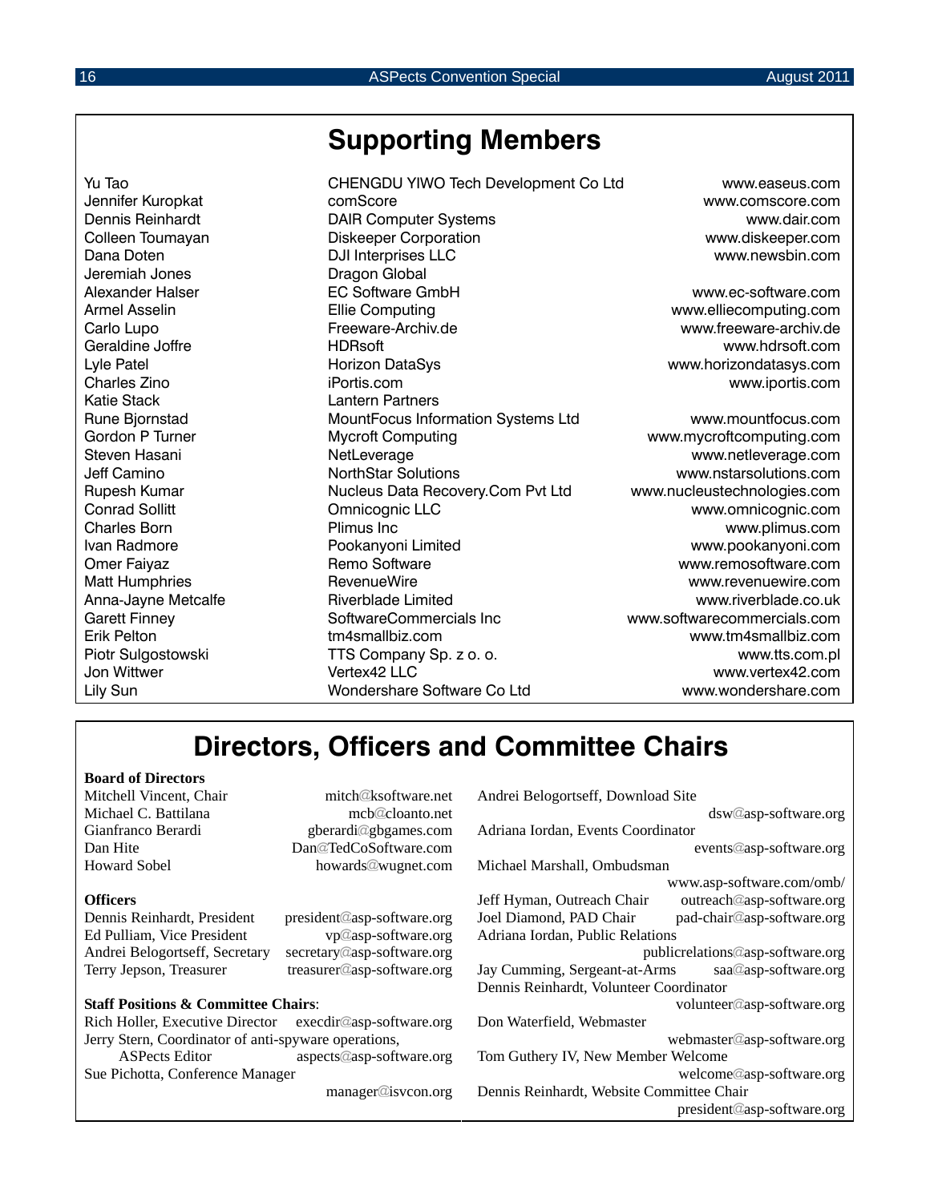## Supporting Members

| | | |
|---|---|---|
| Yu Tao | CHENGDU YIWO Tech Development Co Ltd | www.easeus.com |
| Jennifer Kuropkat | comScore | www.comscore.com |
| Dennis Reinhardt | DAIR Computer Systems | www.dair.com |
| Colleen Toumayan | Diskeeper Corporation | www.diskeeper.com |
| Dana Doten | DJI Interprises LLC | www.newsbin.com |
| Jeremiah Jones | Dragon Global | |
| Alexander Halser | EC Software GmbH | www.ec-software.com |
| Armel Asselin | Ellie Computing | www.elliecomputing.com |
| Carlo Lupo | Freeware-Archiv.de | www.freeware-archiv.de |
| Geraldine Joffre | HDRsoft | www.hdrsoft.com |
| Lyle Patel | Horizon DataSys | www.horizondatasys.com |
| Charles Zino | iPortis.com | www.iportis.com |
| Katie Stack | Lantern Partners | |
| Rune Bjornstad | MountFocus Information Systems Ltd | www.mountfocus.com |
| Gordon P Turner | Mycroft Computing | www.mycroftcomputing.com |
| Steven Hasani | NetLeverage | www.netleverage.com |
| Jeff Camino | NorthStar Solutions | www.nstarsolutions.com |
| Rupesh Kumar | Nucleus Data Recovery.Com Pvt Ltd | www.nucleustechnologies.com |
| Conrad Sollitt | Omnicognic LLC | www.omnicognic.com |
| Charles Born | Plimus Inc | www.plimus.com |
| Ivan Radmore | Pookanyoni Limited | www.pookanyoni.com |
| Omer Faiyaz | Remo Software | www.remosoftware.com |
| Matt Humphries | RevenueWire | www.revenuewire.com |
| Anna-Jayne Metcalfe | Riverblade Limited | www.riverblade.co.uk |
| Garett Finney | SoftwareCommercials Inc | www.softwarecommercials.com |
| Erik Pelton | tm4smallbiz.com | www.tm4smallbiz.com |
| Piotr Sulgostowski | TTS Company Sp. z o. o. | www.tts.com.pl |
| Jon Wittwer | Vertex42 LLC | www.vertex42.com |
| Lily Sun | Wondershare Software Co Ltd | www.wondershare.com |

## Directors, Officers and Committee Chairs

**Board of Directors**

Mitchell Vincent, Chair — mitch@ksoftware.net
Michael C. Battilana — mcb@cloanto.net
Gianfranco Berardi — gberardi@gbgames.com
Dan Hite — Dan@TedCoSoftware.com
Howard Sobel — howards@wugnet.com

**Officers**

Dennis Reinhardt, President — president@asp-software.org
Ed Pulliam, Vice President — vp@asp-software.org
Andrei Belogortseff, Secretary — secretary@asp-software.org
Terry Jepson, Treasurer — treasurer@asp-software.org

**Staff Positions & Committee Chairs**:

Rich Holler, Executive Director — execdir@asp-software.org
Jerry Stern, Coordinator of anti-spyware operations, ASPects Editor — aspects@asp-software.org
Sue Pichotta, Conference Manager — manager@isvcon.org
Andrei Belogortseff, Download Site — dsw@asp-software.org
Adriana Iordan, Events Coordinator — events@asp-software.org
Michael Marshall, Ombudsman — www.asp-software.com/omb/
Jeff Hyman, Outreach Chair — outreach@asp-software.org
Joel Diamond, PAD Chair — pad-chair@asp-software.org
Adriana Iordan, Public Relations — publicrelations@asp-software.org
Jay Cumming, Sergeant-at-Arms — saa@asp-software.org
Dennis Reinhardt, Volunteer Coordinator — volunteer@asp-software.org
Don Waterfield, Webmaster — webmaster@asp-software.org
Tom Guthery IV, New Member Welcome — welcome@asp-software.org
Dennis Reinhardt, Website Committee Chair — president@asp-software.org